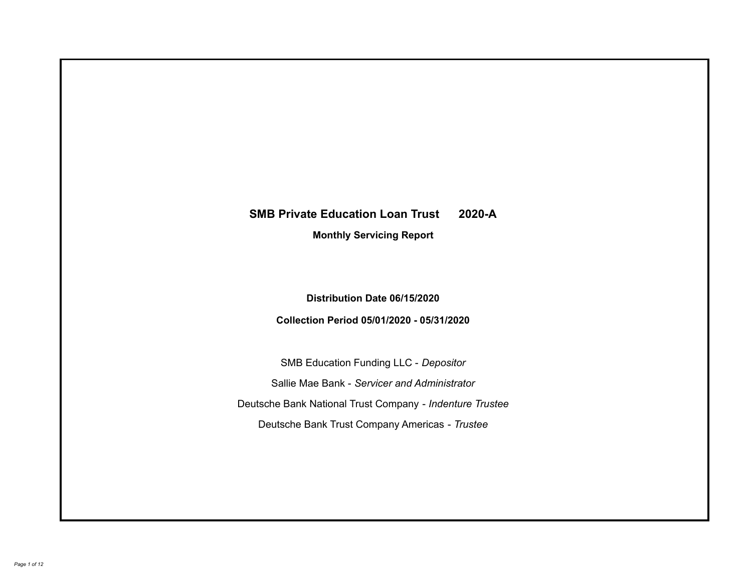# SMB Private Education Loan Trust 2020-A

**Monthly Servicing Report**

**Distribution Date 06/15/2020**

**Collection Period 05/01/2020 - 05/31/2020**

SMB Education Funding LLC - *Depositor*

Sallie Mae Bank - *Servicer and Administrator*

Deutsche Bank National Trust Company - *Indenture Trustee*

Deutsche Bank Trust Company Americas - *Trustee*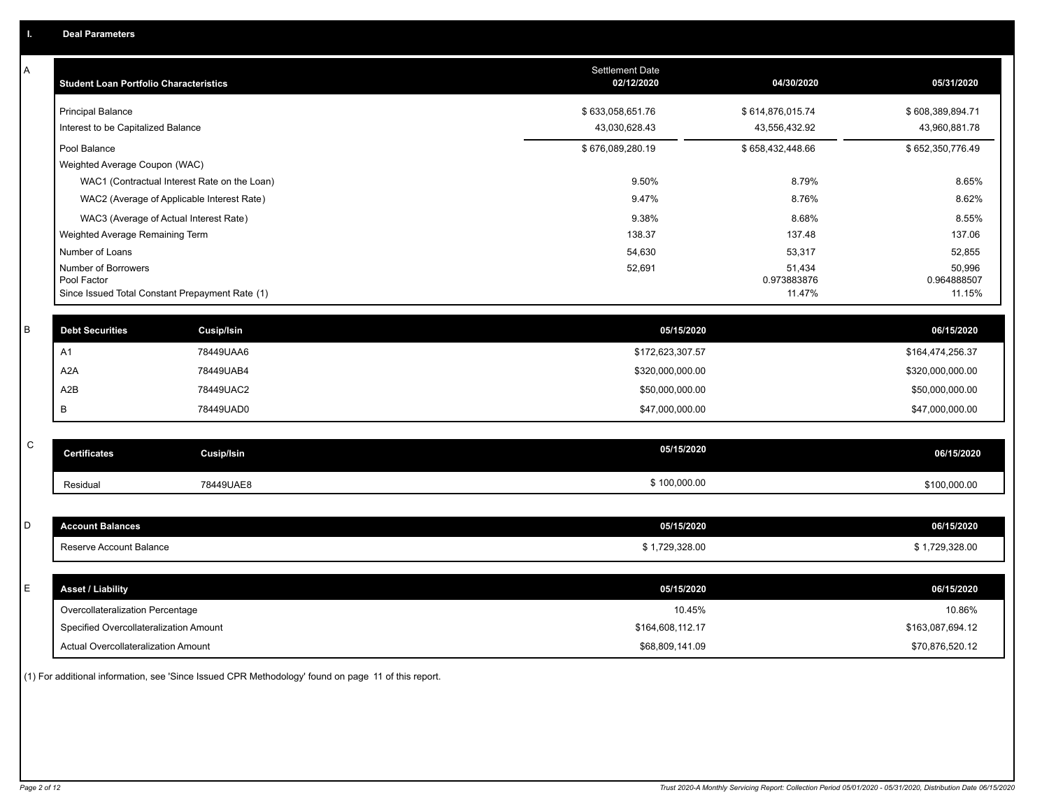# I. Deal Parameters

**A**

| Student Loan Portfolio Characteristics | Settlement Date 02/12/2020 | 04/30/2020 | 05/31/2020 |
|---|---|---|---|
| Principal Balance | $ 633,058,651.76 | $ 614,876,015.74 | $ 608,389,894.71 |
| Interest to be Capitalized Balance | 43,030,628.43 | 43,556,432.92 | 43,960,881.78 |
| Pool Balance | $ 676,089,280.19 | $ 658,432,448.66 | $ 652,350,776.49 |
| Weighted Average Coupon (WAC) | | | |
| WAC1 (Contractual Interest Rate on the Loan) | 9.50% | 8.79% | 8.65% |
| WAC2 (Average of Applicable Interest Rate) | 9.47% | 8.76% | 8.62% |
| WAC3 (Average of Actual Interest Rate) | 9.38% | 8.68% | 8.55% |
| Weighted Average Remaining Term | 138.37 | 137.48 | 137.06 |
| Number of Loans | 54,630 | 53,317 | 52,855 |
| Number of Borrowers | 52,691 | 51,434 | 50,996 |
| Pool Factor | | 0.973883876 | 0.964888507 |
| Since Issued Total Constant Prepayment Rate (1) | | 11.47% | 11.15% |

**B**

| Debt Securities | Cusip/Isin | 05/15/2020 | 06/15/2020 |
|---|---|---|---|
| A1 | 78449UAA6 | $172,623,307.57 | $164,474,256.37 |
| A2A | 78449UAB4 | $320,000,000.00 | $320,000,000.00 |
| A2B | 78449UAC2 | $50,000,000.00 | $50,000,000.00 |
| B | 78449UAD0 | $47,000,000.00 | $47,000,000.00 |

**C**

| Certificates | Cusip/Isin | 05/15/2020 | 06/15/2020 |
|---|---|---|---|
| Residual | 78449UAE8 | $ 100,000.00 | $100,000.00 |

**D**

| Account Balances | 05/15/2020 | 06/15/2020 |
|---|---|---|
| Reserve Account Balance | $ 1,729,328.00 | $ 1,729,328.00 |

**E**

| Asset / Liability | 05/15/2020 | 06/15/2020 |
|---|---|---|
| Overcollateralization Percentage | 10.45% | 10.86% |
| Specified Overcollateralization Amount | $164,608,112.17 | $163,087,694.12 |
| Actual Overcollateralization Amount | $68,809,141.09 | $70,876,520.12 |

(1) For additional information, see 'Since Issued CPR Methodology' found on page 11 of this report.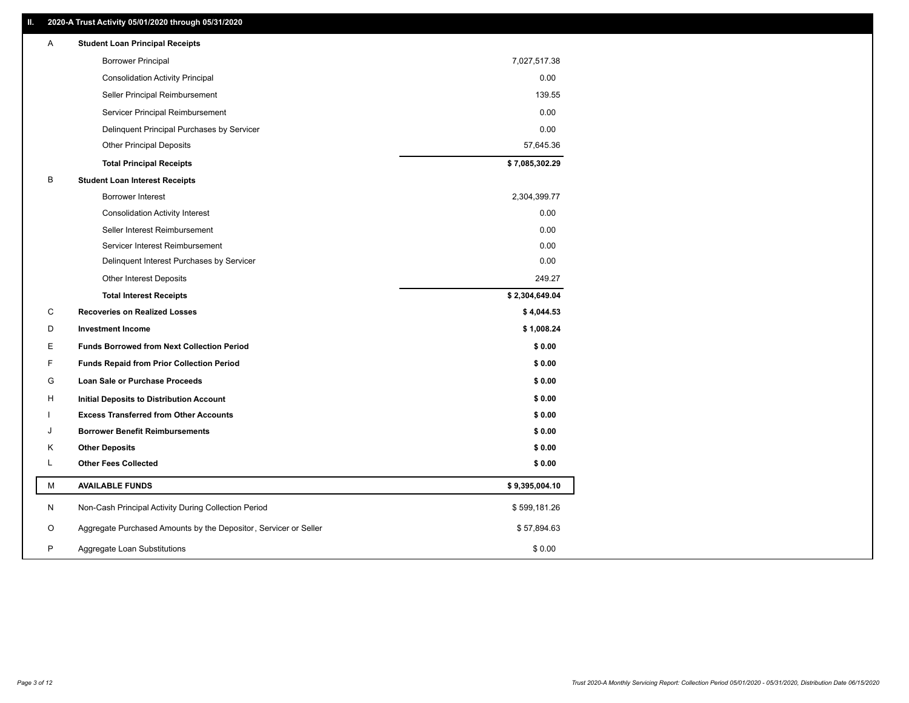## II. 2020-A Trust Activity 05/01/2020 through 05/31/2020

| | | |
|---|---|---|
| A | **Student Loan Principal Receipts** | |
| | Borrower Principal | 7,027,517.38 |
| | Consolidation Activity Principal | 0.00 |
| | Seller Principal Reimbursement | 139.55 |
| | Servicer Principal Reimbursement | 0.00 |
| | Delinquent Principal Purchases by Servicer | 0.00 |
| | Other Principal Deposits | 57,645.36 |
| | **Total Principal Receipts** | **$ 7,085,302.29** |
| B | **Student Loan Interest Receipts** | |
| | Borrower Interest | 2,304,399.77 |
| | Consolidation Activity Interest | 0.00 |
| | Seller Interest Reimbursement | 0.00 |
| | Servicer Interest Reimbursement | 0.00 |
| | Delinquent Interest Purchases by Servicer | 0.00 |
| | Other Interest Deposits | 249.27 |
| | **Total Interest Receipts** | **$ 2,304,649.04** |
| C | **Recoveries on Realized Losses** | **$ 4,044.53** |
| D | **Investment Income** | **$ 1,008.24** |
| E | **Funds Borrowed from Next Collection Period** | **$ 0.00** |
| F | **Funds Repaid from Prior Collection Period** | **$ 0.00** |
| G | **Loan Sale or Purchase Proceeds** | **$ 0.00** |
| H | **Initial Deposits to Distribution Account** | **$ 0.00** |
| I | **Excess Transferred from Other Accounts** | **$ 0.00** |
| J | **Borrower Benefit Reimbursements** | **$ 0.00** |
| K | **Other Deposits** | **$ 0.00** |
| L | **Other Fees Collected** | **$ 0.00** |
| M | **AVAILABLE FUNDS** | **$ 9,395,004.10** |
| N | Non-Cash Principal Activity During Collection Period | $ 599,181.26 |
| O | Aggregate Purchased Amounts by the Depositor, Servicer or Seller | $ 57,894.63 |
| P | Aggregate Loan Substitutions | $ 0.00 |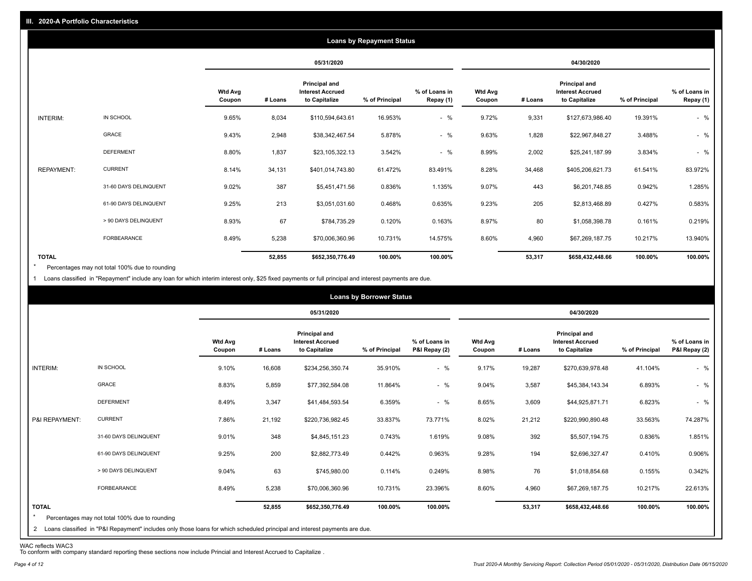## III. 2020-A Portfolio Characteristics

### Loans by Repayment Status

| | | 05/31/2020 | | | | | 04/30/2020 | | | | |
|---|---|---|---|---|---|---|---|---|---|---|---|
| | | Wtd Avg Coupon | # Loans | Principal and Interest Accrued to Capitalize | % of Principal | % of Loans in Repay (1) | Wtd Avg Coupon | # Loans | Principal and Interest Accrued to Capitalize | % of Principal | % of Loans in Repay (1) |
| INTERIM: | IN SCHOOL | 9.65% | 8,034 | $110,594,643.61 | 16.953% | - % | 9.72% | 9,331 | $127,673,986.40 | 19.391% | - % |
| | GRACE | 9.43% | 2,948 | $38,342,467.54 | 5.878% | - % | 9.63% | 1,828 | $22,967,848.27 | 3.488% | - % |
| | DEFERMENT | 8.80% | 1,837 | $23,105,322.13 | 3.542% | - % | 8.99% | 2,002 | $25,241,187.99 | 3.834% | - % |
| REPAYMENT: | CURRENT | 8.14% | 34,131 | $401,014,743.80 | 61.472% | 83.491% | 8.28% | 34,468 | $405,206,621.73 | 61.541% | 83.972% |
| | 31-60 DAYS DELINQUENT | 9.02% | 387 | $5,451,471.56 | 0.836% | 1.135% | 9.07% | 443 | $6,201,748.85 | 0.942% | 1.285% |
| | 61-90 DAYS DELINQUENT | 9.25% | 213 | $3,051,031.60 | 0.468% | 0.635% | 9.23% | 205 | $2,813,468.89 | 0.427% | 0.583% |
| | > 90 DAYS DELINQUENT | 8.93% | 67 | $784,735.29 | 0.120% | 0.163% | 8.97% | 80 | $1,058,398.78 | 0.161% | 0.219% |
| | FORBEARANCE | 8.49% | 5,238 | $70,006,360.96 | 10.731% | 14.575% | 8.60% | 4,960 | $67,269,187.75 | 10.217% | 13.940% |
| **TOTAL** | | | **52,855** | **$652,350,776.49** | **100.00%** | **100.00%** | | **53,317** | **$658,432,448.66** | **100.00%** | **100.00%** |

\* Percentages may not total 100% due to rounding

1 Loans classified in "Repayment" include any loan for which interim interest only, $25 fixed payments or full principal and interest payments are due.

### Loans by Borrower Status

| | | 05/31/2020 | | | | | 04/30/2020 | | | | |
|---|---|---|---|---|---|---|---|---|---|---|---|
| | | Wtd Avg Coupon | # Loans | Principal and Interest Accrued to Capitalize | % of Principal | % of Loans in P&I Repay (2) | Wtd Avg Coupon | # Loans | Principal and Interest Accrued to Capitalize | % of Principal | % of Loans in P&I Repay (2) |
| INTERIM: | IN SCHOOL | 9.10% | 16,608 | $234,256,350.74 | 35.910% | - % | 9.17% | 19,287 | $270,639,978.48 | 41.104% | - % |
| | GRACE | 8.83% | 5,859 | $77,392,584.08 | 11.864% | - % | 9.04% | 3,587 | $45,384,143.34 | 6.893% | - % |
| | DEFERMENT | 8.49% | 3,347 | $41,484,593.54 | 6.359% | - % | 8.65% | 3,609 | $44,925,871.71 | 6.823% | - % |
| P&I REPAYMENT: | CURRENT | 7.86% | 21,192 | $220,736,982.45 | 33.837% | 73.771% | 8.02% | 21,212 | $220,990,890.48 | 33.563% | 74.287% |
| | 31-60 DAYS DELINQUENT | 9.01% | 348 | $4,845,151.23 | 0.743% | 1.619% | 9.08% | 392 | $5,507,194.75 | 0.836% | 1.851% |
| | 61-90 DAYS DELINQUENT | 9.25% | 200 | $2,882,773.49 | 0.442% | 0.963% | 9.28% | 194 | $2,696,327.47 | 0.410% | 0.906% |
| | > 90 DAYS DELINQUENT | 9.04% | 63 | $745,980.00 | 0.114% | 0.249% | 8.98% | 76 | $1,018,854.68 | 0.155% | 0.342% |
| | FORBEARANCE | 8.49% | 5,238 | $70,006,360.96 | 10.731% | 23.396% | 8.60% | 4,960 | $67,269,187.75 | 10.217% | 22.613% |
| **TOTAL** | | | **52,855** | **$652,350,776.49** | **100.00%** | **100.00%** | | **53,317** | **$658,432,448.66** | **100.00%** | **100.00%** |

\* Percentages may not total 100% due to rounding

2 Loans classified in "P&I Repayment" includes only those loans for which scheduled principal and interest payments are due.

WAC reflects WAC3
To conform with company standard reporting these sections now include Princial and Interest Accrued to Capitalize .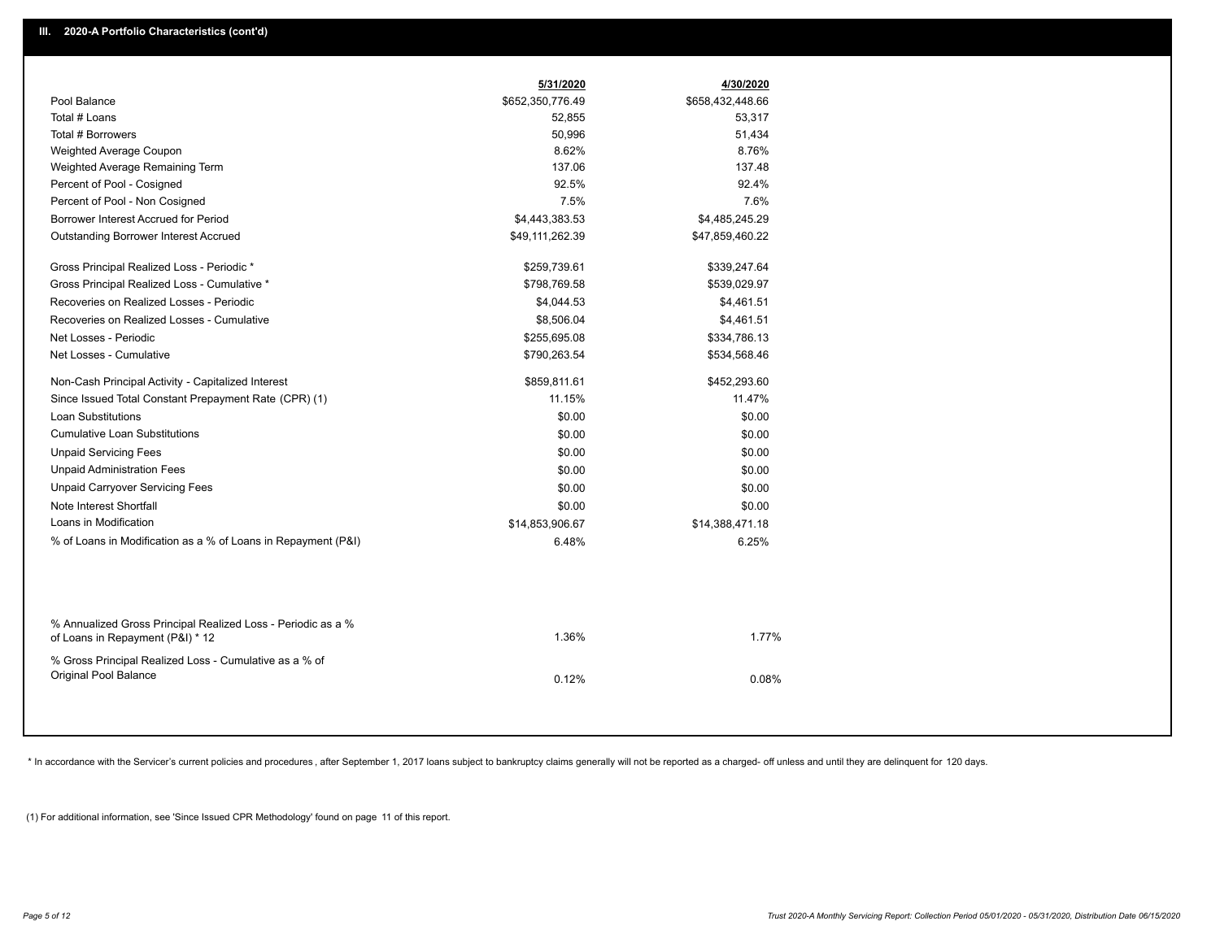## III. 2020-A Portfolio Characteristics (cont'd)

| | 5/31/2020 | 4/30/2020 |
|---|---|---|
| Pool Balance | $652,350,776.49 | $658,432,448.66 |
| Total # Loans | 52,855 | 53,317 |
| Total # Borrowers | 50,996 | 51,434 |
| Weighted Average Coupon | 8.62% | 8.76% |
| Weighted Average Remaining Term | 137.06 | 137.48 |
| Percent of Pool - Cosigned | 92.5% | 92.4% |
| Percent of Pool - Non Cosigned | 7.5% | 7.6% |
| Borrower Interest Accrued for Period | $4,443,383.53 | $4,485,245.29 |
| Outstanding Borrower Interest Accrued | $49,111,262.39 | $47,859,460.22 |
| Gross Principal Realized Loss - Periodic * | $259,739.61 | $339,247.64 |
| Gross Principal Realized Loss - Cumulative * | $798,769.58 | $539,029.97 |
| Recoveries on Realized Losses - Periodic | $4,044.53 | $4,461.51 |
| Recoveries on Realized Losses - Cumulative | $8,506.04 | $4,461.51 |
| Net Losses - Periodic | $255,695.08 | $334,786.13 |
| Net Losses - Cumulative | $790,263.54 | $534,568.46 |
| Non-Cash Principal Activity - Capitalized Interest | $859,811.61 | $452,293.60 |
| Since Issued Total Constant Prepayment Rate (CPR) (1) | 11.15% | 11.47% |
| Loan Substitutions | $0.00 | $0.00 |
| Cumulative Loan Substitutions | $0.00 | $0.00 |
| Unpaid Servicing Fees | $0.00 | $0.00 |
| Unpaid Administration Fees | $0.00 | $0.00 |
| Unpaid Carryover Servicing Fees | $0.00 | $0.00 |
| Note Interest Shortfall | $0.00 | $0.00 |
| Loans in Modification | $14,853,906.67 | $14,388,471.18 |
| % of Loans in Modification as a % of Loans in Repayment (P&I) | 6.48% | 6.25% |
| % Annualized Gross Principal Realized Loss - Periodic as a % of Loans in Repayment (P&I) * 12 | 1.36% | 1.77% |
| % Gross Principal Realized Loss - Cumulative as a % of Original Pool Balance | 0.12% | 0.08% |

* In accordance with the Servicer's current policies and procedures, after September 1, 2017 loans subject to bankruptcy claims generally will not be reported as a charged- off unless and until they are delinquent for 120 days.

(1) For additional information, see 'Since Issued CPR Methodology' found on page 11 of this report.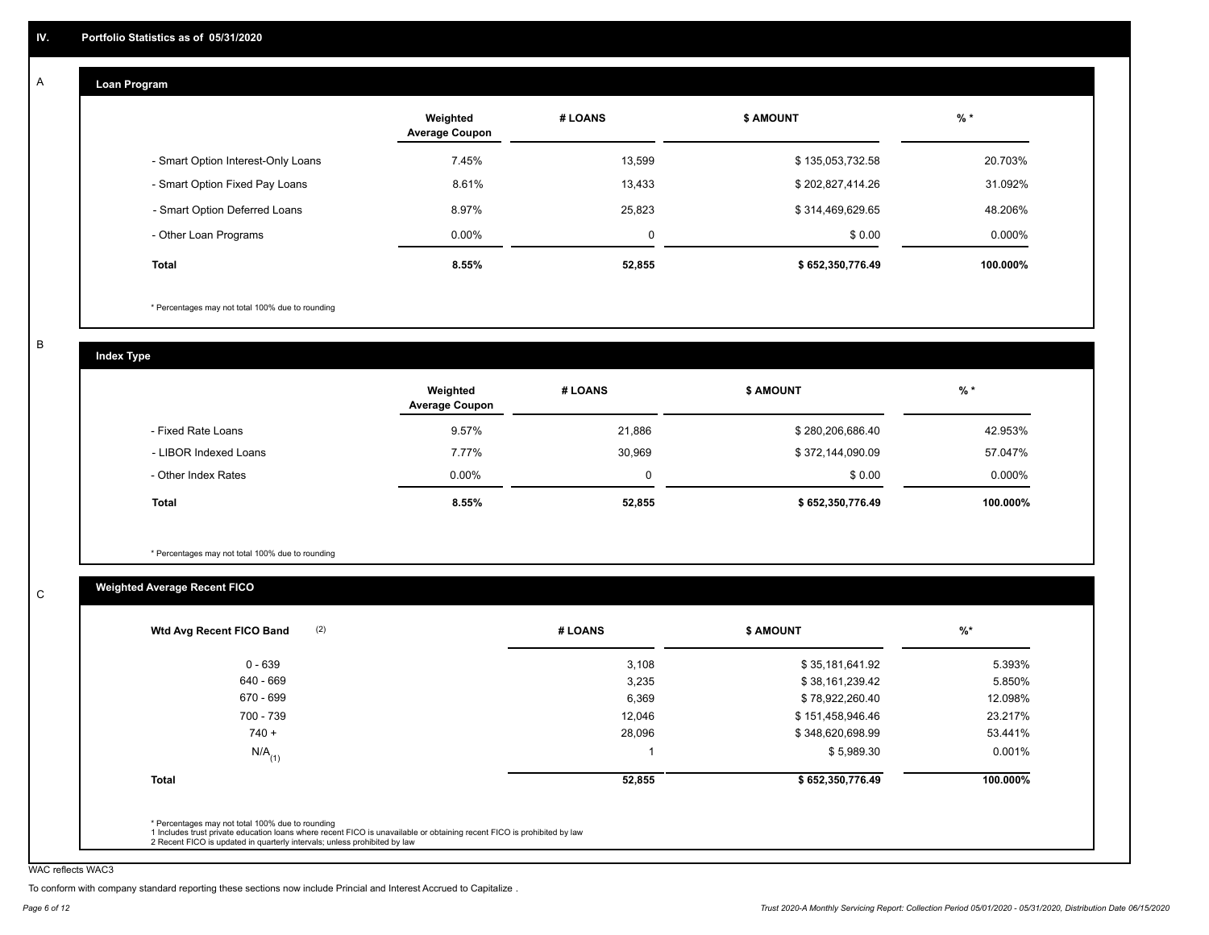## IV. Portfolio Statistics as of 05/31/2020

### A. Loan Program

| | Weighted Average Coupon | # LOANS | $ AMOUNT | % * |
|---|---|---|---|---|
| - Smart Option Interest-Only Loans | 7.45% | 13,599 | $ 135,053,732.58 | 20.703% |
| - Smart Option Fixed Pay Loans | 8.61% | 13,433 | $ 202,827,414.26 | 31.092% |
| - Smart Option Deferred Loans | 8.97% | 25,823 | $ 314,469,629.65 | 48.206% |
| - Other Loan Programs | 0.00% | 0 | $ 0.00 | 0.000% |
| **Total** | **8.55%** | **52,855** | **$ 652,350,776.49** | **100.000%** |

* Percentages may not total 100% due to rounding

### B. Index Type

| | Weighted Average Coupon | # LOANS | $ AMOUNT | % * |
|---|---|---|---|---|
| - Fixed Rate Loans | 9.57% | 21,886 | $ 280,206,686.40 | 42.953% |
| - LIBOR Indexed Loans | 7.77% | 30,969 | $ 372,144,090.09 | 57.047% |
| - Other Index Rates | 0.00% | 0 | $ 0.00 | 0.000% |
| **Total** | **8.55%** | **52,855** | **$ 652,350,776.49** | **100.000%** |

* Percentages may not total 100% due to rounding

### C. Weighted Average Recent FICO

| Wtd Avg Recent FICO Band (2) | # LOANS | $ AMOUNT | %* |
|---|---|---|---|
| 0 - 639 | 3,108 | $ 35,181,641.92 | 5.393% |
| 640 - 669 | 3,235 | $ 38,161,239.42 | 5.850% |
| 670 - 699 | 6,369 | $ 78,922,260.40 | 12.098% |
| 700 - 739 | 12,046 | $ 151,458,946.46 | 23.217% |
| 740 + | 28,096 | $ 348,620,698.99 | 53.441% |
| N/A (1) | 1 | $ 5,989.30 | 0.001% |
| **Total** | **52,855** | **$ 652,350,776.49** | **100.000%** |

* Percentages may not total 100% due to rounding
1 Includes trust private education loans where recent FICO is unavailable or obtaining recent FICO is prohibited by law
2 Recent FICO is updated in quarterly intervals; unless prohibited by law

WAC reflects WAC3

To conform with company standard reporting these sections now include Princial and Interest Accrued to Capitalize .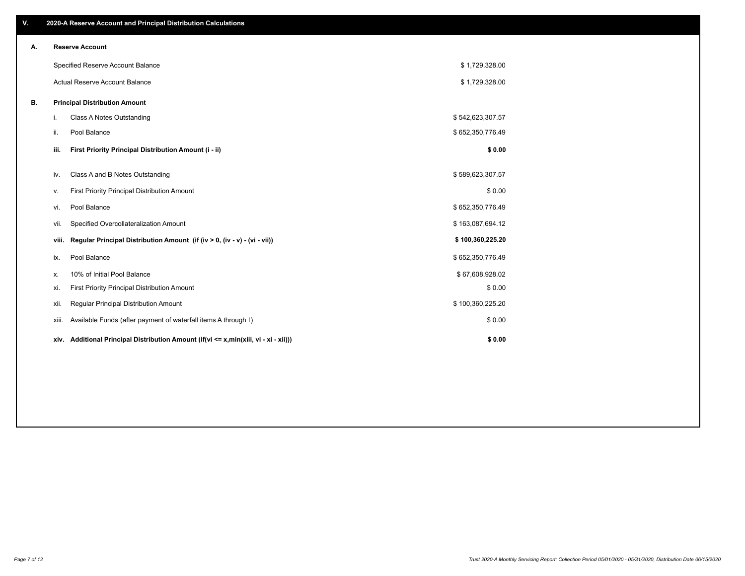## V. 2020-A Reserve Account and Principal Distribution Calculations

### A. Reserve Account

| | |
|---|---|
| Specified Reserve Account Balance | $ 1,729,328.00 |
| Actual Reserve Account Balance | $ 1,729,328.00 |

### B. Principal Distribution Amount

| | | |
|---|---|---|
| i. | Class A Notes Outstanding | $ 542,623,307.57 |
| ii. | Pool Balance | $ 652,350,776.49 |
| **iii.** | **First Priority Principal Distribution Amount (i - ii)** | **$ 0.00** |
| iv. | Class A and B Notes Outstanding | $ 589,623,307.57 |
| v. | First Priority Principal Distribution Amount | $ 0.00 |
| vi. | Pool Balance | $ 652,350,776.49 |
| vii. | Specified Overcollateralization Amount | $ 163,087,694.12 |
| **viii.** | **Regular Principal Distribution Amount (if (iv > 0, (iv - v) - (vi - vii))** | **$ 100,360,225.20** |
| ix. | Pool Balance | $ 652,350,776.49 |
| x. | 10% of Initial Pool Balance | $ 67,608,928.02 |
| xi. | First Priority Principal Distribution Amount | $ 0.00 |
| xii. | Regular Principal Distribution Amount | $ 100,360,225.20 |
| xiii. | Available Funds (after payment of waterfall items A through I) | $ 0.00 |
| **xiv.** | **Additional Principal Distribution Amount (if(vi <= x,min(xiii, vi - xi - xii)))** | **$ 0.00** |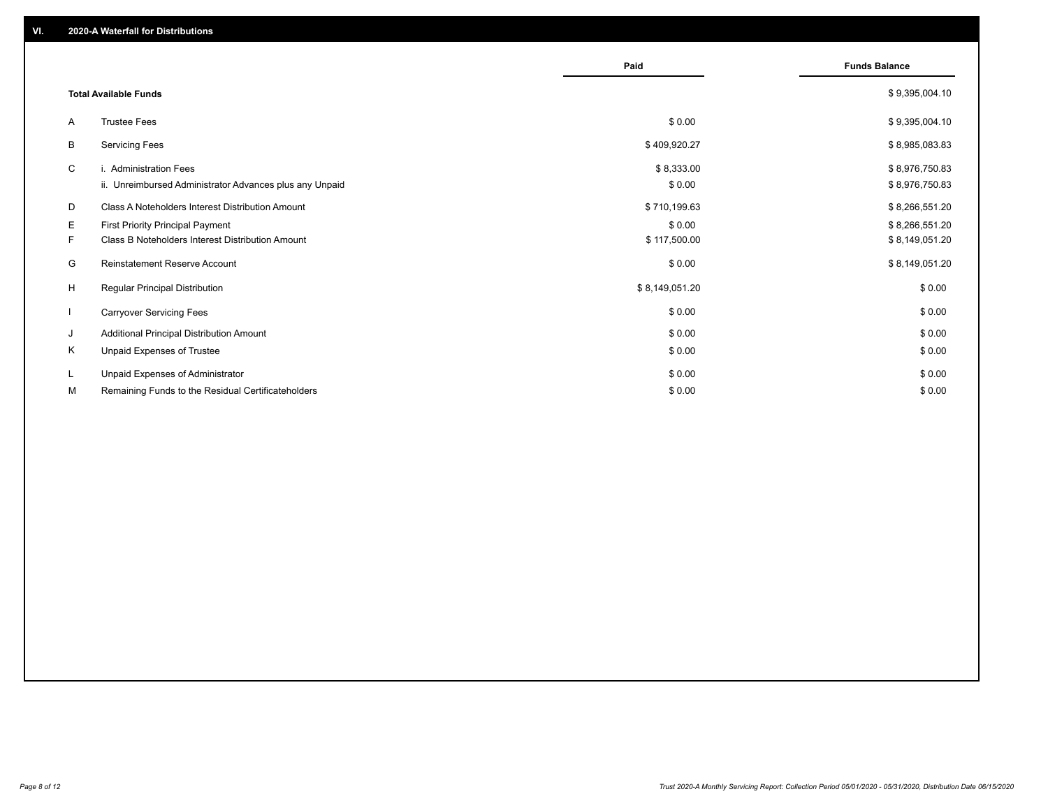## VI. 2020-A Waterfall for Distributions

| | | Paid | Funds Balance |
|---|---|---|---|
| | **Total Available Funds** | | $ 9,395,004.10 |
| A | Trustee Fees | $ 0.00 | $ 9,395,004.10 |
| B | Servicing Fees | $ 409,920.27 | $ 8,985,083.83 |
| C | i. Administration Fees | $ 8,333.00 | $ 8,976,750.83 |
| | ii. Unreimbursed Administrator Advances plus any Unpaid | $ 0.00 | $ 8,976,750.83 |
| D | Class A Noteholders Interest Distribution Amount | $ 710,199.63 | $ 8,266,551.20 |
| E | First Priority Principal Payment | $ 0.00 | $ 8,266,551.20 |
| F | Class B Noteholders Interest Distribution Amount | $ 117,500.00 | $ 8,149,051.20 |
| G | Reinstatement Reserve Account | $ 0.00 | $ 8,149,051.20 |
| H | Regular Principal Distribution | $ 8,149,051.20 | $ 0.00 |
| I | Carryover Servicing Fees | $ 0.00 | $ 0.00 |
| J | Additional Principal Distribution Amount | $ 0.00 | $ 0.00 |
| K | Unpaid Expenses of Trustee | $ 0.00 | $ 0.00 |
| L | Unpaid Expenses of Administrator | $ 0.00 | $ 0.00 |
| M | Remaining Funds to the Residual Certificateholders | $ 0.00 | $ 0.00 |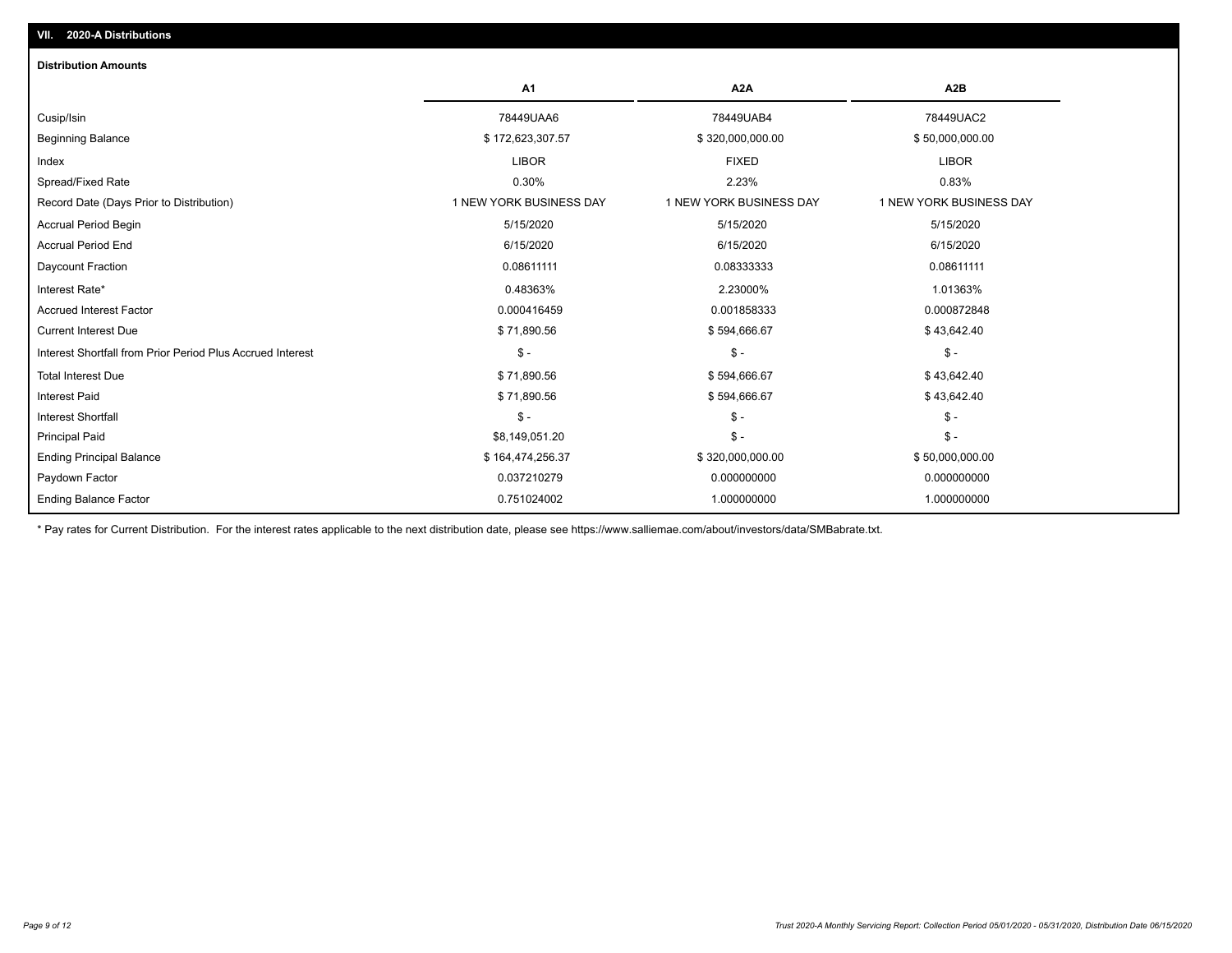## VII. 2020-A Distributions

### Distribution Amounts

| | A1 | A2A | A2B |
|---|---|---|---|
| Cusip/Isin | 78449UAA6 | 78449UAB4 | 78449UAC2 |
| Beginning Balance | $ 172,623,307.57 | $ 320,000,000.00 | $ 50,000,000.00 |
| Index | LIBOR | FIXED | LIBOR |
| Spread/Fixed Rate | 0.30% | 2.23% | 0.83% |
| Record Date (Days Prior to Distribution) | 1 NEW YORK BUSINESS DAY | 1 NEW YORK BUSINESS DAY | 1 NEW YORK BUSINESS DAY |
| Accrual Period Begin | 5/15/2020 | 5/15/2020 | 5/15/2020 |
| Accrual Period End | 6/15/2020 | 6/15/2020 | 6/15/2020 |
| Daycount Fraction | 0.08611111 | 0.08333333 | 0.08611111 |
| Interest Rate* | 0.48363% | 2.23000% | 1.01363% |
| Accrued Interest Factor | 0.000416459 | 0.001858333 | 0.000872848 |
| Current Interest Due | $ 71,890.56 | $ 594,666.67 | $ 43,642.40 |
| Interest Shortfall from Prior Period Plus Accrued Interest | $ - | $ - | $ - |
| Total Interest Due | $ 71,890.56 | $ 594,666.67 | $ 43,642.40 |
| Interest Paid | $ 71,890.56 | $ 594,666.67 | $ 43,642.40 |
| Interest Shortfall | $ - | $ - | $ - |
| Principal Paid | $8,149,051.20 | $ - | $ - |
| Ending Principal Balance | $ 164,474,256.37 | $ 320,000,000.00 | $ 50,000,000.00 |
| Paydown Factor | 0.037210279 | 0.000000000 | 0.000000000 |
| Ending Balance Factor | 0.751024002 | 1.000000000 | 1.000000000 |

* Pay rates for Current Distribution. For the interest rates applicable to the next distribution date, please see https://www.salliemae.com/about/investors/data/SMBabrate.txt.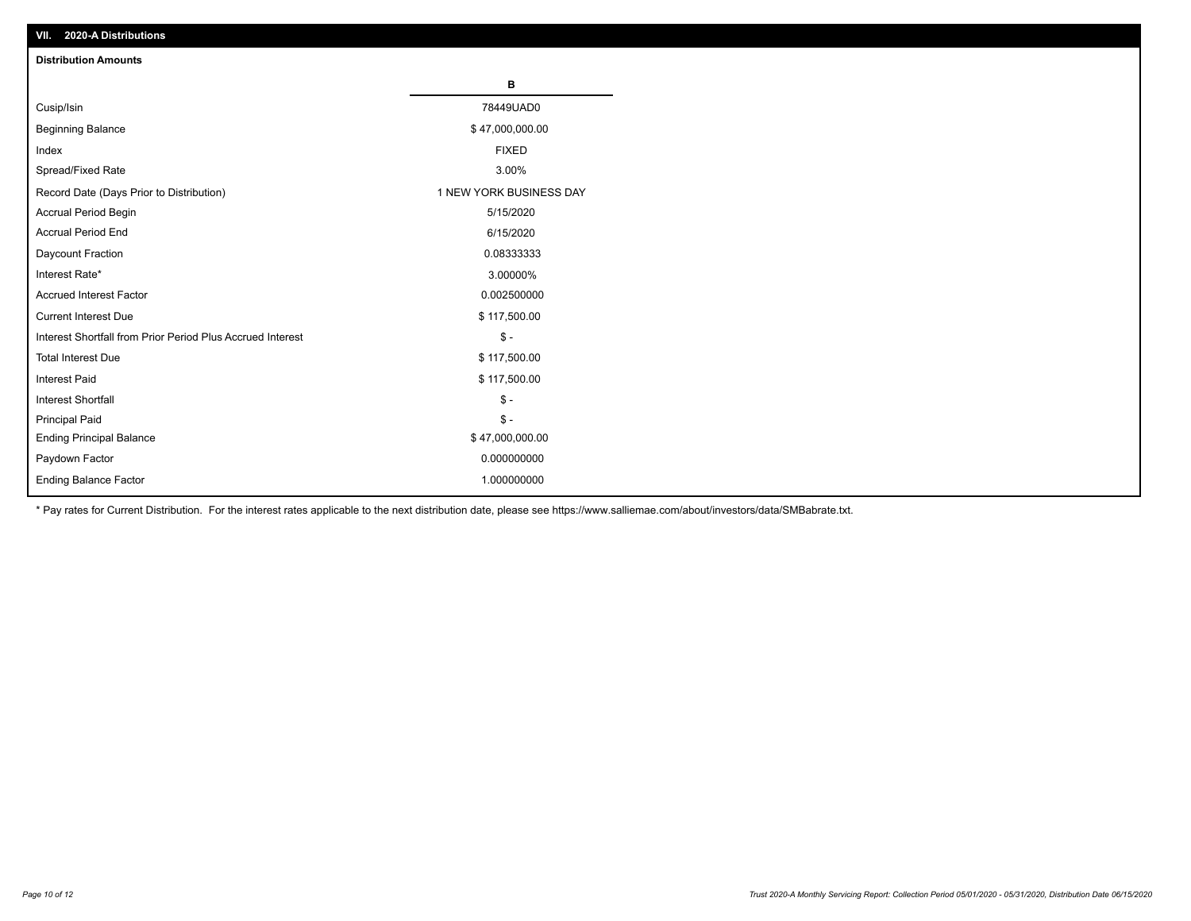## VII. 2020-A Distributions

### Distribution Amounts

| | B |
|---|---|
| Cusip/Isin | 78449UAD0 |
| Beginning Balance | $ 47,000,000.00 |
| Index | FIXED |
| Spread/Fixed Rate | 3.00% |
| Record Date (Days Prior to Distribution) | 1 NEW YORK BUSINESS DAY |
| Accrual Period Begin | 5/15/2020 |
| Accrual Period End | 6/15/2020 |
| Daycount Fraction | 0.08333333 |
| Interest Rate* | 3.00000% |
| Accrued Interest Factor | 0.002500000 |
| Current Interest Due | $ 117,500.00 |
| Interest Shortfall from Prior Period Plus Accrued Interest | $ - |
| Total Interest Due | $ 117,500.00 |
| Interest Paid | $ 117,500.00 |
| Interest Shortfall | $ - |
| Principal Paid | $ - |
| Ending Principal Balance | $ 47,000,000.00 |
| Paydown Factor | 0.000000000 |
| Ending Balance Factor | 1.000000000 |

* Pay rates for Current Distribution. For the interest rates applicable to the next distribution date, please see https://www.salliemae.com/about/investors/data/SMBabrate.txt.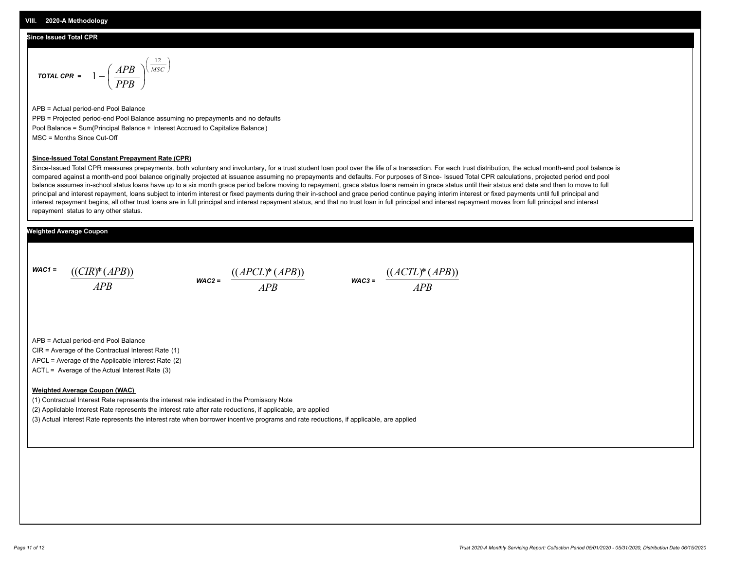## VIII. 2020-A Methodology

### Since Issued Total CPR

$$\textbf{TOTAL CPR} = 1 - \left(\frac{APB}{PPB}\right)^{\left(\frac{12}{MSC}\right)}$$

APB = Actual period-end Pool Balance

PPB = Projected period-end Pool Balance assuming no prepayments and no defaults

Pool Balance = Sum(Principal Balance + Interest Accrued to Capitalize Balance)

MSC = Months Since Cut-Off

**Since-Issued Total Constant Prepayment Rate (CPR)**

Since-Issued Total CPR measures prepayments, both voluntary and involuntary, for a trust student loan pool over the life of a transaction. For each trust distribution, the actual month-end pool balance is compared against a month-end pool balance originally projected at issuance assuming no prepayments and defaults. For purposes of Since- Issued Total CPR calculations, projected period end pool balance assumes in-school status loans have up to a six month grace period before moving to repayment, grace status loans remain in grace status until their status end date and then to move to full principal and interest repayment, loans subject to interim interest or fixed payments during their in-school and grace period continue paying interim interest or fixed payments until full principal and interest repayment begins, all other trust loans are in full principal and interest repayment status, and that no trust loan in full principal and interest repayment moves from full principal and interest repayment status to any other status.

### Weighted Average Coupon

$$\textbf{WAC1} = \frac{((CIR)*(APB))}{APB} \qquad \textbf{WAC2} = \frac{((APCL)*(APB))}{APB} \qquad \textbf{WAC3} = \frac{((ACTL)*(APB))}{APB}$$

APB = Actual period-end Pool Balance

CIR = Average of the Contractual Interest Rate (1)

APCL = Average of the Applicable Interest Rate (2)

ACTL = Average of the Actual Interest Rate (3)

**Weighted Average Coupon (WAC)**

(1) Contractual Interest Rate represents the interest rate indicated in the Promissory Note

(2) Appliclable Interest Rate represents the interest rate after rate reductions, if applicable, are applied

(3) Actual Interest Rate represents the interest rate when borrower incentive programs and rate reductions, if applicable, are applied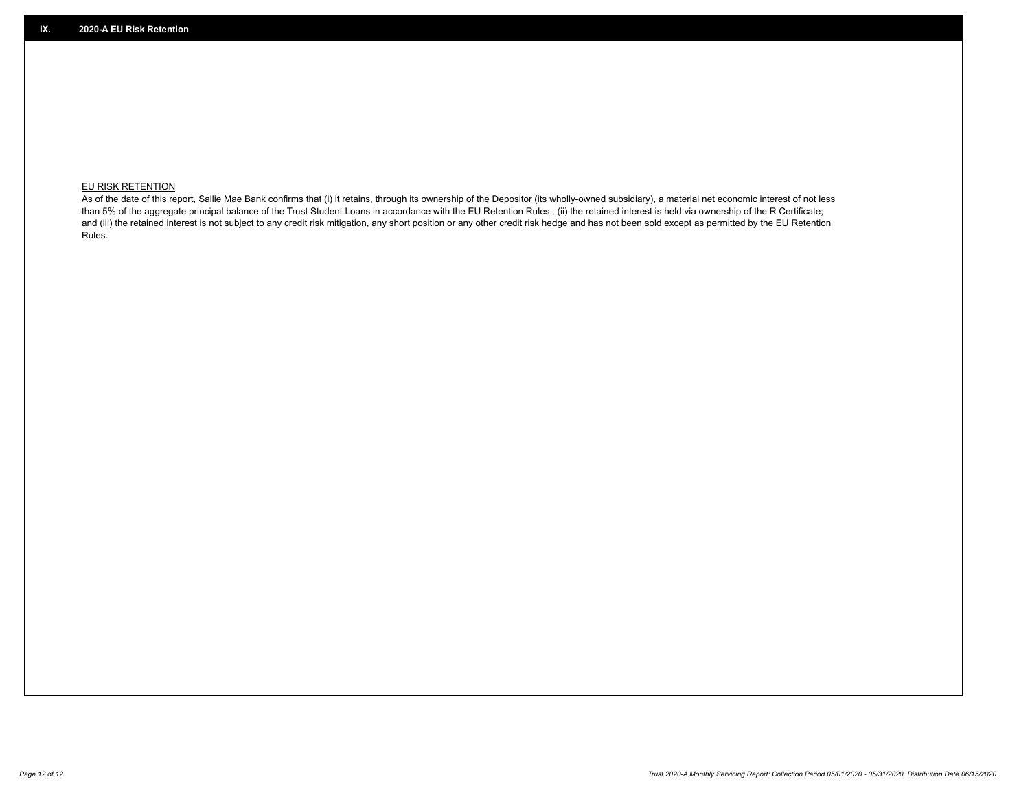## IX. 2020-A EU Risk Retention

EU RISK RETENTION

As of the date of this report, Sallie Mae Bank confirms that (i) it retains, through its ownership of the Depositor (its wholly-owned subsidiary), a material net economic interest of not less than 5% of the aggregate principal balance of the Trust Student Loans in accordance with the EU Retention Rules ; (ii) the retained interest is held via ownership of the R Certificate; and (iii) the retained interest is not subject to any credit risk mitigation, any short position or any other credit risk hedge and has not been sold except as permitted by the EU Retention Rules.